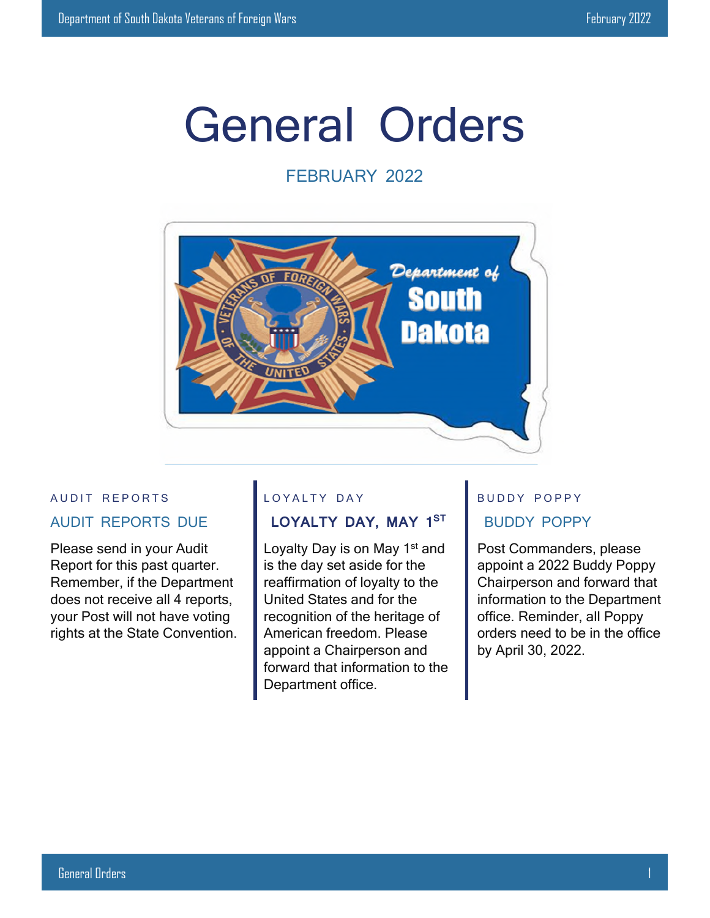# General Orders

FEBRUARY 2022

AUDIT REPORTS

## AUDIT REPORTS DUE

Please send in your Audit Report for this past quarter. Remember, if the Department does not receive all 4 reports, your Post will not have voting rights at the State Convention.

LOYALTY DAY

## LOYALTY DAY, MAY 1ST

Loyalty Day is on May 1st and is the day set aside for the reaffirmation of loyalty to the United States and for the recognition of the heritage of American freedom. Please appoint a Chairperson and forward that information to the Department office.

BUDDY POPPY

## BUDDY POPPY

Post Commanders, please appoint a 2022 Buddy Poppy Chairperson and forward that information to the Department office. Reminder, all Poppy orders need to be in the office by April 30, 2022.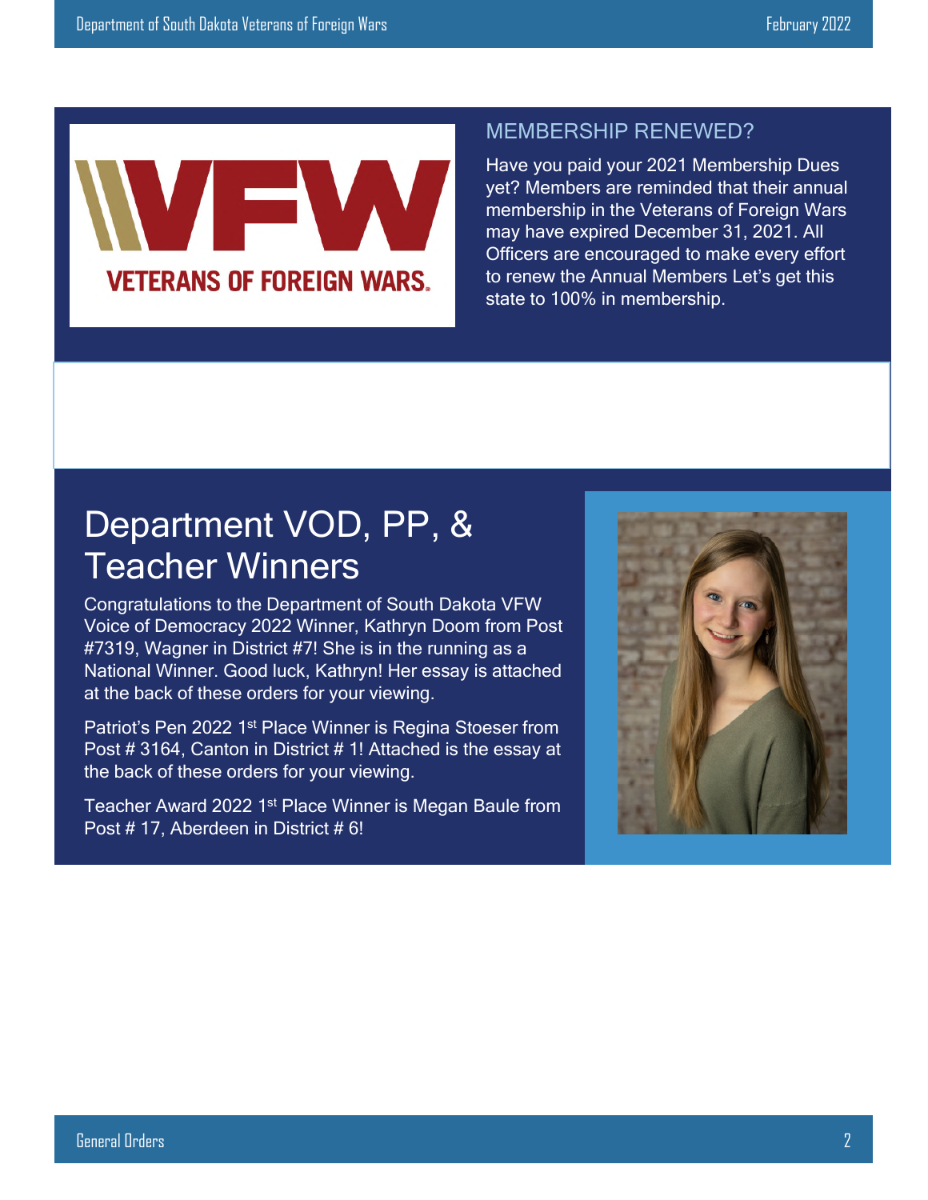## MEMBERSHIP RENEWED?

Have you paid your 2021 Membership Dues yet? Members are reminded that their annual membership in the Veterans of Foreign Wars may have expired December 31, 2021. All Officers are encouraged to make every effort to renew the Annual Members Let's get this state to 100% in membership.

# Department VOD, PP, & Teacher Winners

Congratulations to the Department of South Dakota VFW Voice of Democracy 2022 Winner, Kathryn Doom from Post #7319, Wagner in District #7! She is in the running as a National Winner. Good luck, Kathryn! Her essay is attached at the back of these orders for your viewing.

Patriot's Pen 2022 1st Place Winner is Regina Stoeser from Post # 3164, Canton in District # 1! Attached is the essay at the back of these orders for your viewing.

Teacher Award 2022 1st Place Winner is Megan Baule from Post # 17, Aberdeen in District # 6!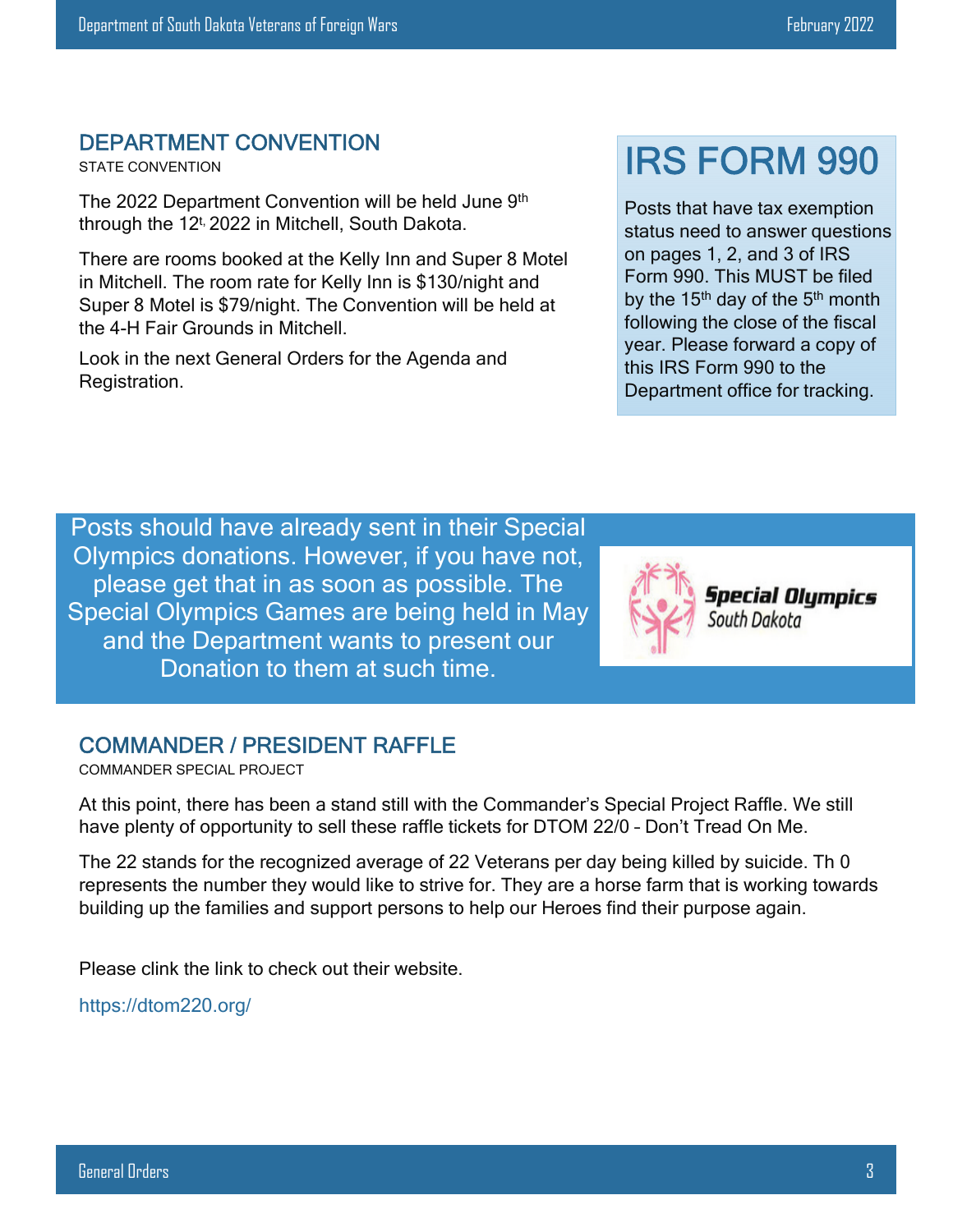## DEPARTMENT CONVENTION

STATE CONVENTION

The 2022 Department Convention will be held June 9th through the 12t, 2022 in Mitchell, South Dakota.

There are rooms booked at the Kelly Inn and Super 8 Motel in Mitchell. The room rate for Kelly Inn is $130/night and Super 8 Motel is $79/night. The Convention will be held at the 4-H Fair Grounds in Mitchell.

Look in the next General Orders for the Agenda and Registration.

## IRS FORM 990

Posts that have tax exemption status need to answer questions on pages 1, 2, and 3 of IRS Form 990. This MUST be filed by the 15th day of the 5th month following the close of the fiscal year. Please forward a copy of this IRS Form 990 to the Department office for tracking.

Posts should have already sent in their Special Olympics donations. However, if you have not, please get that in as soon as possible. The Special Olympics Games are being held in May and the Department wants to present our Donation to them at such time.

**Special Olympics** South Dakota

## COMMANDER / PRESIDENT RAFFLE

COMMANDER SPECIAL PROJECT

At this point, there has been a stand still with the Commander's Special Project Raffle. We still have plenty of opportunity to sell these raffle tickets for DTOM 22/0 – Don't Tread On Me.

The 22 stands for the recognized average of 22 Veterans per day being killed by suicide. Th 0 represents the number they would like to strive for. They are a horse farm that is working towards building up the families and support persons to help our Heroes find their purpose again.

Please clink the link to check out their website.

https://dtom220.org/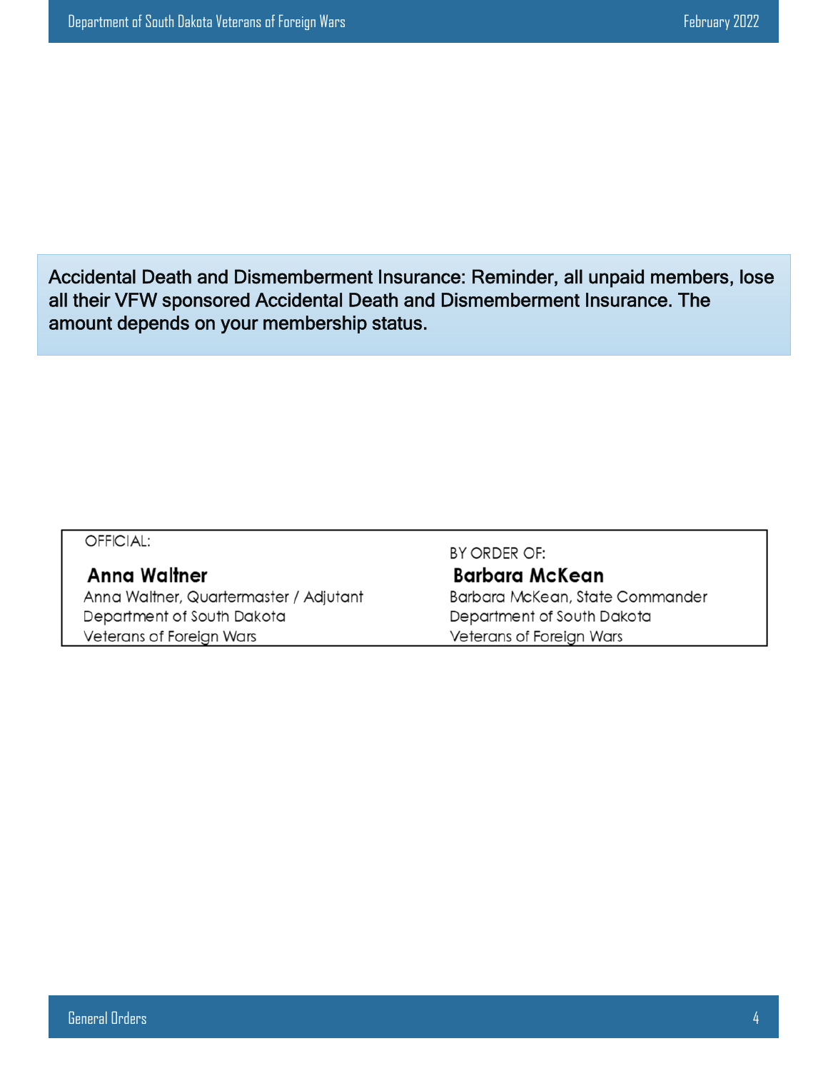Accidental Death and Dismemberment Insurance: Reminder, all unpaid members, lose all their VFW sponsored Accidental Death and Dismemberment Insurance. The amount depends on your membership status.

| OFFICIAL: | BY ORDER OF: |
|---|---|
| **Anna Waltner** | **Barbara McKean** |
| Anna Waltner, Quartermaster / Adjutant | Barbara McKean, State Commander |
| Department of South Dakota | Department of South Dakota |
| Veterans of Foreign Wars | Veterans of Foreign Wars |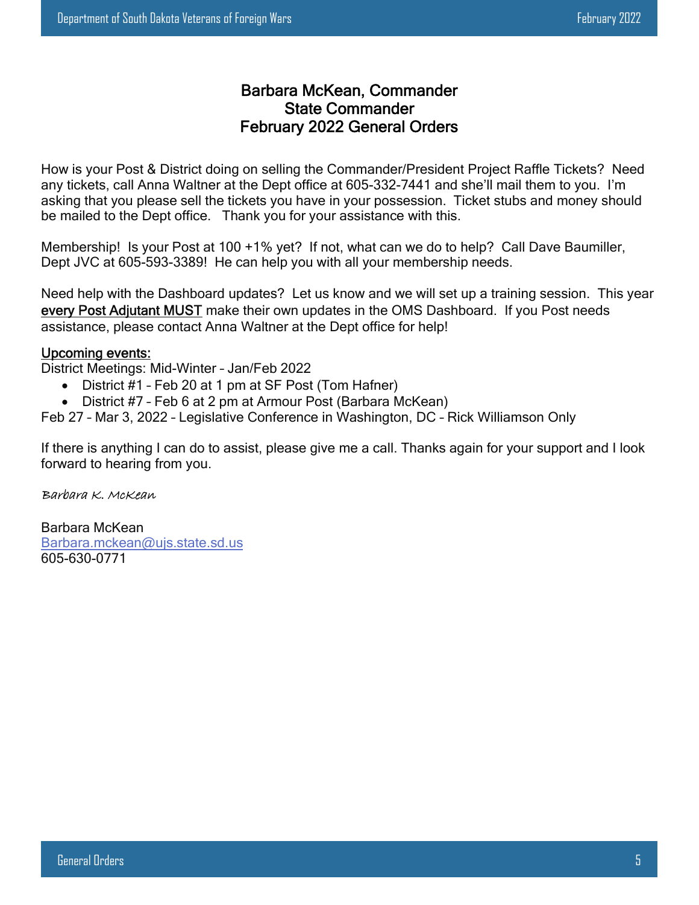# Barbara McKean, Commander
# State Commander
# February 2022 General Orders

How is your Post & District doing on selling the Commander/President Project Raffle Tickets? Need any tickets, call Anna Waltner at the Dept office at 605-332-7441 and she'll mail them to you. I'm asking that you please sell the tickets you have in your possession. Ticket stubs and money should be mailed to the Dept office. Thank you for your assistance with this.

Membership! Is your Post at 100 +1% yet? If not, what can we do to help? Call Dave Baumiller, Dept JVC at 605-593-3389! He can help you with all your membership needs.

Need help with the Dashboard updates? Let us know and we will set up a training session. This year **every Post Adjutant MUST** make their own updates in the OMS Dashboard. If you Post needs assistance, please contact Anna Waltner at the Dept office for help!

**Upcoming events:**

District Meetings: Mid-Winter – Jan/Feb 2022

- District #1 – Feb 20 at 1 pm at SF Post (Tom Hafner)
- District #7 – Feb 6 at 2 pm at Armour Post (Barbara McKean)

Feb 27 – Mar 3, 2022 – Legislative Conference in Washington, DC – Rick Williamson Only

If there is anything I can do to assist, please give me a call. Thanks again for your support and I look forward to hearing from you.

*Barbara K. McKean*

Barbara McKean
Barbara.mckean@ujs.state.sd.us
605-630-0771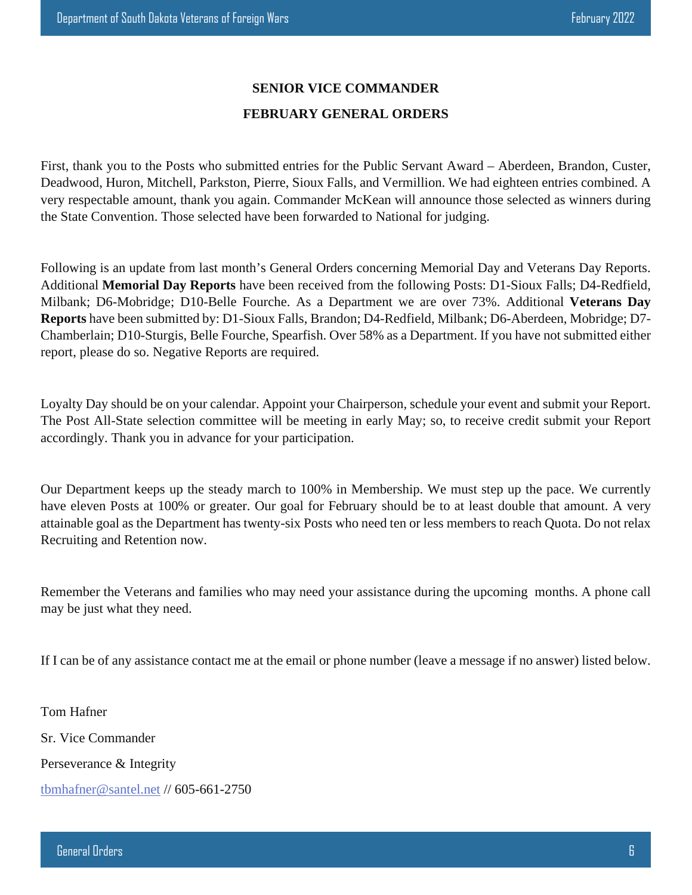# SENIOR VICE COMMANDER

## FEBRUARY GENERAL ORDERS

First, thank you to the Posts who submitted entries for the Public Servant Award – Aberdeen, Brandon, Custer, Deadwood, Huron, Mitchell, Parkston, Pierre, Sioux Falls, and Vermillion. We had eighteen entries combined. A very respectable amount, thank you again. Commander McKean will announce those selected as winners during the State Convention. Those selected have been forwarded to National for judging.

Following is an update from last month's General Orders concerning Memorial Day and Veterans Day Reports. Additional **Memorial Day Reports** have been received from the following Posts: D1-Sioux Falls; D4-Redfield, Milbank; D6-Mobridge; D10-Belle Fourche. As a Department we are over 73%. Additional **Veterans Day Reports** have been submitted by: D1-Sioux Falls, Brandon; D4-Redfield, Milbank; D6-Aberdeen, Mobridge; D7-Chamberlain; D10-Sturgis, Belle Fourche, Spearfish. Over 58% as a Department. If you have not submitted either report, please do so. Negative Reports are required.

Loyalty Day should be on your calendar. Appoint your Chairperson, schedule your event and submit your Report. The Post All-State selection committee will be meeting in early May; so, to receive credit submit your Report accordingly. Thank you in advance for your participation.

Our Department keeps up the steady march to 100% in Membership. We must step up the pace. We currently have eleven Posts at 100% or greater. Our goal for February should be to at least double that amount. A very attainable goal as the Department has twenty-six Posts who need ten or less members to reach Quota. Do not relax Recruiting and Retention now.

Remember the Veterans and families who may need your assistance during the upcoming months. A phone call may be just what they need.

If I can be of any assistance contact me at the email or phone number (leave a message if no answer) listed below.

Tom Hafner

Sr. Vice Commander

Perseverance & Integrity

tbmhafner@santel.net // 605-661-2750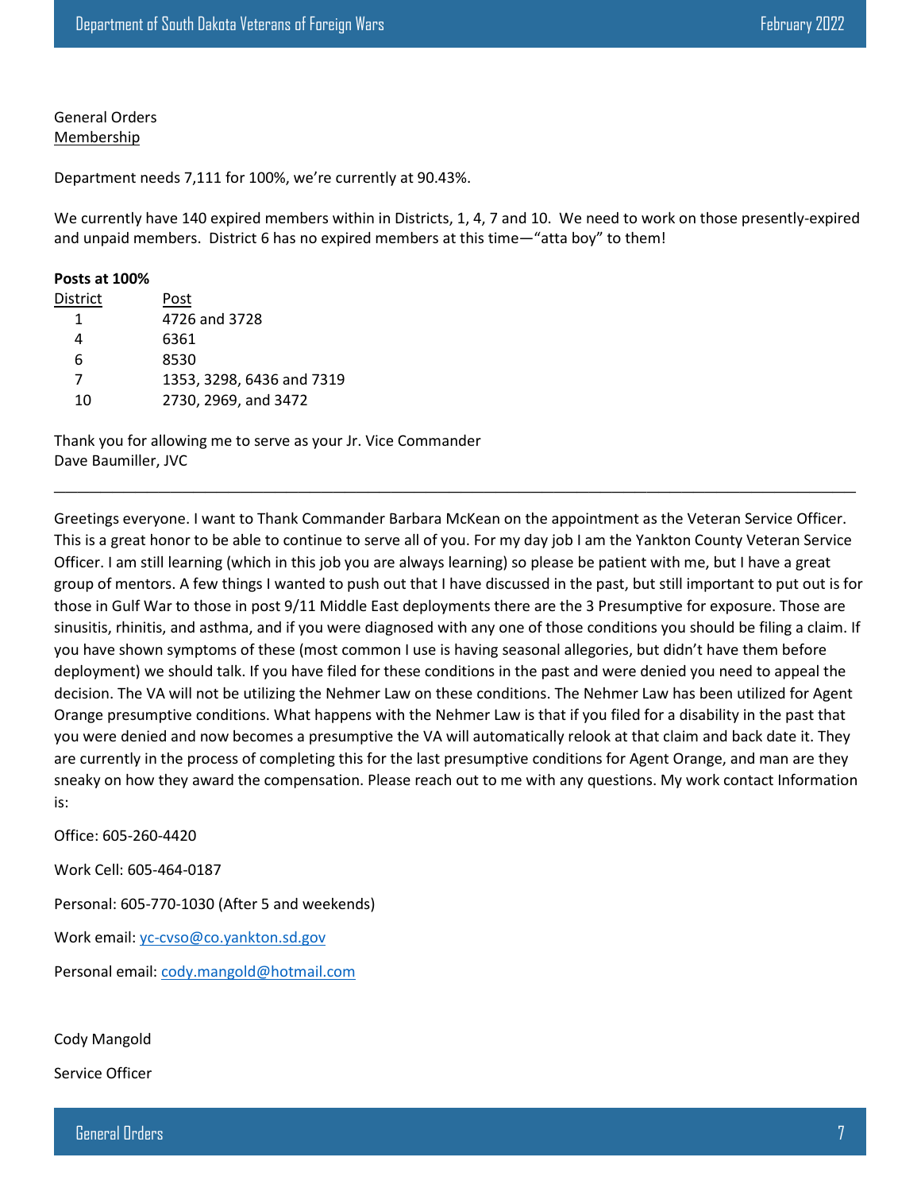General Orders
Membership

Department needs 7,111 for 100%, we're currently at 90.43%.

We currently have 140 expired members within in Districts, 1, 4, 7 and 10. We need to work on those presently-expired and unpaid members. District 6 has no expired members at this time—"atta boy" to them!

**Posts at 100%**

| District | Post |
|---|---|
| 1 | 4726 and 3728 |
| 4 | 6361 |
| 6 | 8530 |
| 7 | 1353, 3298, 6436 and 7319 |
| 10 | 2730, 2969, and 3472 |

Thank you for allowing me to serve as your Jr. Vice Commander
Dave Baumiller, JVC

---

Greetings everyone. I want to Thank Commander Barbara McKean on the appointment as the Veteran Service Officer. This is a great honor to be able to continue to serve all of you. For my day job I am the Yankton County Veteran Service Officer. I am still learning (which in this job you are always learning) so please be patient with me, but I have a great group of mentors. A few things I wanted to push out that I have discussed in the past, but still important to put out is for those in Gulf War to those in post 9/11 Middle East deployments there are the 3 Presumptive for exposure. Those are sinusitis, rhinitis, and asthma, and if you were diagnosed with any one of those conditions you should be filing a claim. If you have shown symptoms of these (most common I use is having seasonal allegories, but didn't have them before deployment) we should talk. If you have filed for these conditions in the past and were denied you need to appeal the decision. The VA will not be utilizing the Nehmer Law on these conditions. The Nehmer Law has been utilized for Agent Orange presumptive conditions. What happens with the Nehmer Law is that if you filed for a disability in the past that you were denied and now becomes a presumptive the VA will automatically relook at that claim and back date it. They are currently in the process of completing this for the last presumptive conditions for Agent Orange, and man are they sneaky on how they award the compensation. Please reach out to me with any questions. My work contact Information is:

Office: 605-260-4420

Work Cell: 605-464-0187

Personal: 605-770-1030 (After 5 and weekends)

Work email: yc-cvso@co.yankton.sd.gov

Personal email: cody.mangold@hotmail.com

Cody Mangold

Service Officer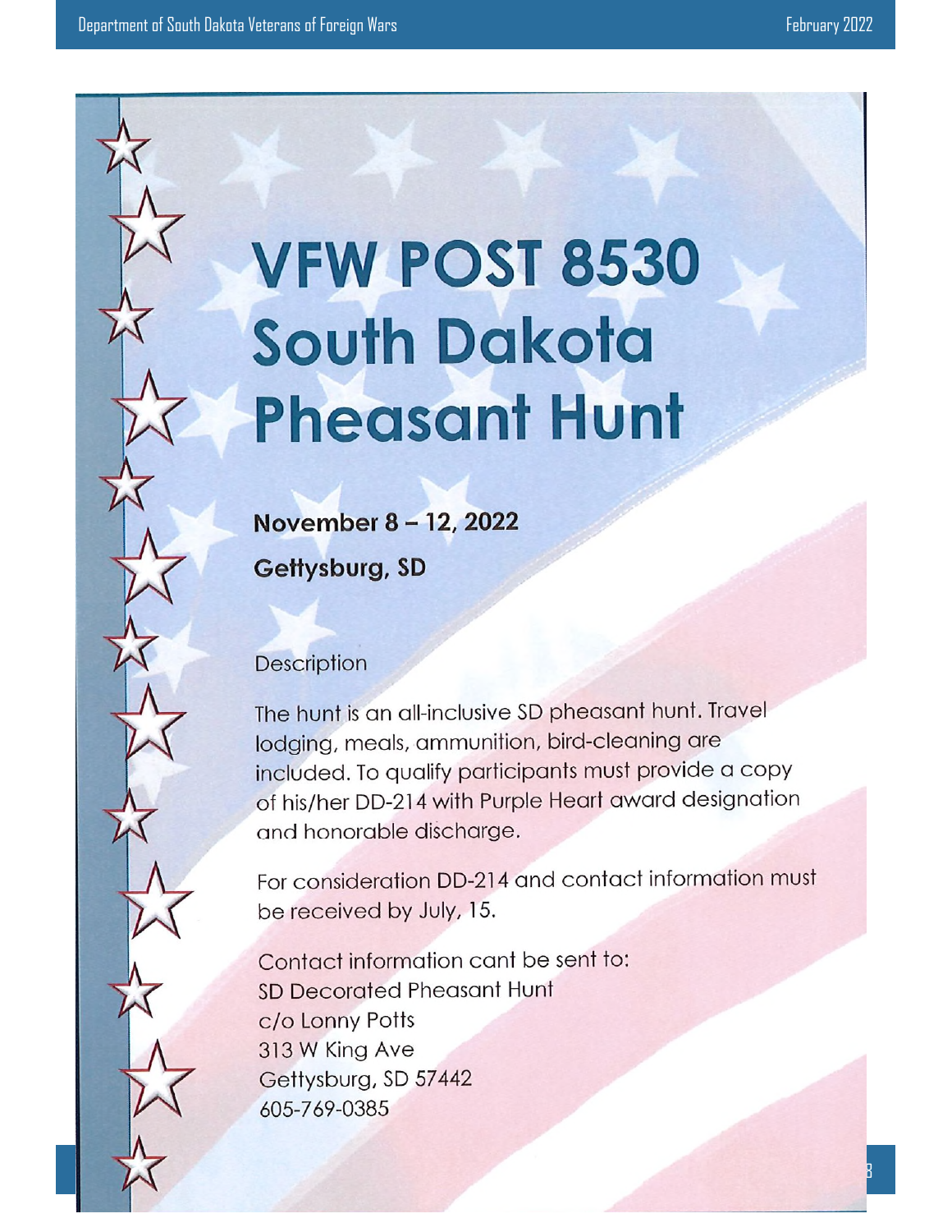# VFW POST 8530 South Dakota Pheasant Hunt

**November 8 – 12, 2022**

**Gettysburg, SD**

Description

The hunt is an all-inclusive SD pheasant hunt. Travel lodging, meals, ammunition, bird-cleaning are included. To qualify participants must provide a copy of his/her DD-214 with Purple Heart award designation and honorable discharge.

For consideration DD-214 and contact information must be received by July, 15.

Contact information cant be sent to:
SD Decorated Pheasant Hunt
c/o Lonny Potts
313 W King Ave
Gettysburg, SD 57442
605-769-0385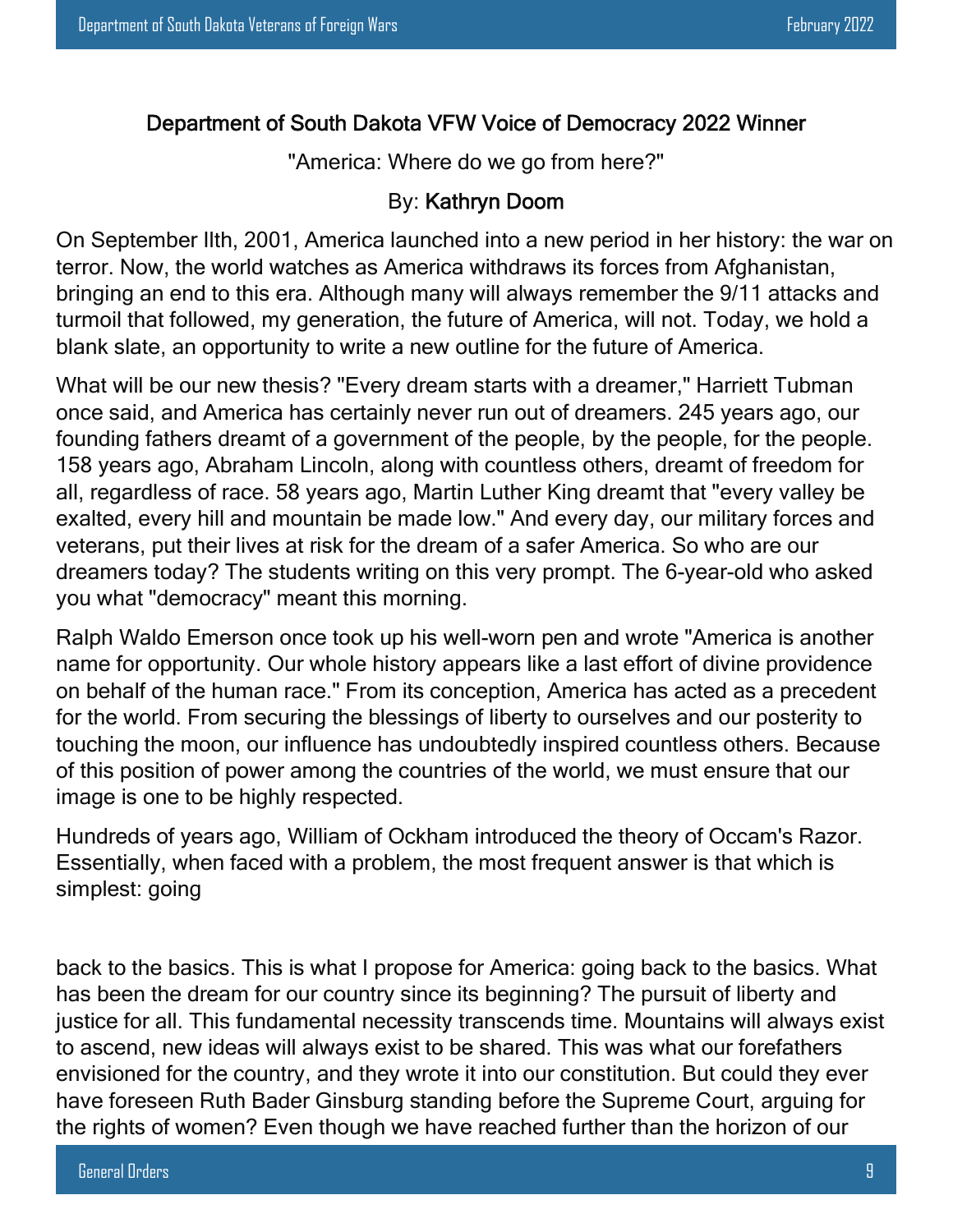### Department of South Dakota VFW Voice of Democracy 2022 Winner

"America: Where do we go from here?"

By: Kathryn Doom

On September llth, 2001, America launched into a new period in her history: the war on terror. Now, the world watches as America withdraws its forces from Afghanistan, bringing an end to this era. Although many will always remember the 9/11 attacks and turmoil that followed, my generation, the future of America, will not. Today, we hold a blank slate, an opportunity to write a new outline for the future of America.

What will be our new thesis? "Every dream starts with a dreamer," Harriett Tubman once said, and America has certainly never run out of dreamers. 245 years ago, our founding fathers dreamt of a government of the people, by the people, for the people. 158 years ago, Abraham Lincoln, along with countless others, dreamt of freedom for all, regardless of race. 58 years ago, Martin Luther King dreamt that "every valley be exalted, every hill and mountain be made low." And every day, our military forces and veterans, put their lives at risk for the dream of a safer America. So who are our dreamers today? The students writing on this very prompt. The 6-year-old who asked you what "democracy" meant this morning.

Ralph Waldo Emerson once took up his well-worn pen and wrote "America is another name for opportunity. Our whole history appears like a last effort of divine providence on behalf of the human race." From its conception, America has acted as a precedent for the world. From securing the blessings of liberty to ourselves and our posterity to touching the moon, our influence has undoubtedly inspired countless others. Because of this position of power among the countries of the world, we must ensure that our image is one to be highly respected.

Hundreds of years ago, William of Ockham introduced the theory of Occam's Razor. Essentially, when faced with a problem, the most frequent answer is that which is simplest: going back to the basics. This is what I propose for America: going back to the basics. What has been the dream for our country since its beginning? The pursuit of liberty and justice for all. This fundamental necessity transcends time. Mountains will always exist to ascend, new ideas will always exist to be shared. This was what our forefathers envisioned for the country, and they wrote it into our constitution. But could they ever have foreseen Ruth Bader Ginsburg standing before the Supreme Court, arguing for the rights of women? Even though we have reached further than the horizon of our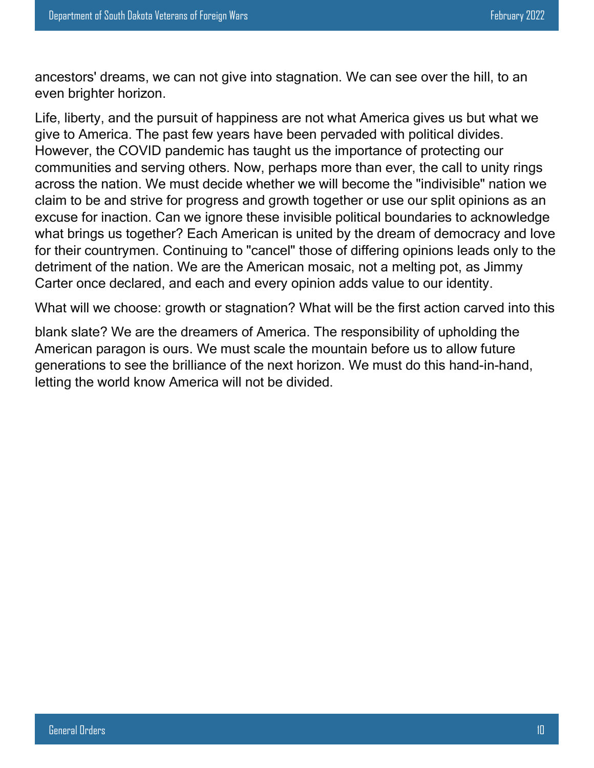ancestors' dreams, we can not give into stagnation. We can see over the hill, to an even brighter horizon.

Life, liberty, and the pursuit of happiness are not what America gives us but what we give to America. The past few years have been pervaded with political divides. However, the COVID pandemic has taught us the importance of protecting our communities and serving others. Now, perhaps more than ever, the call to unity rings across the nation. We must decide whether we will become the "indivisible" nation we claim to be and strive for progress and growth together or use our split opinions as an excuse for inaction. Can we ignore these invisible political boundaries to acknowledge what brings us together? Each American is united by the dream of democracy and love for their countrymen. Continuing to "cancel" those of differing opinions leads only to the detriment of the nation. We are the American mosaic, not a melting pot, as Jimmy Carter once declared, and each and every opinion adds value to our identity.

What will we choose: growth or stagnation? What will be the first action carved into this blank slate? We are the dreamers of America. The responsibility of upholding the American paragon is ours. We must scale the mountain before us to allow future generations to see the brilliance of the next horizon. We must do this hand-in-hand, letting the world know America will not be divided.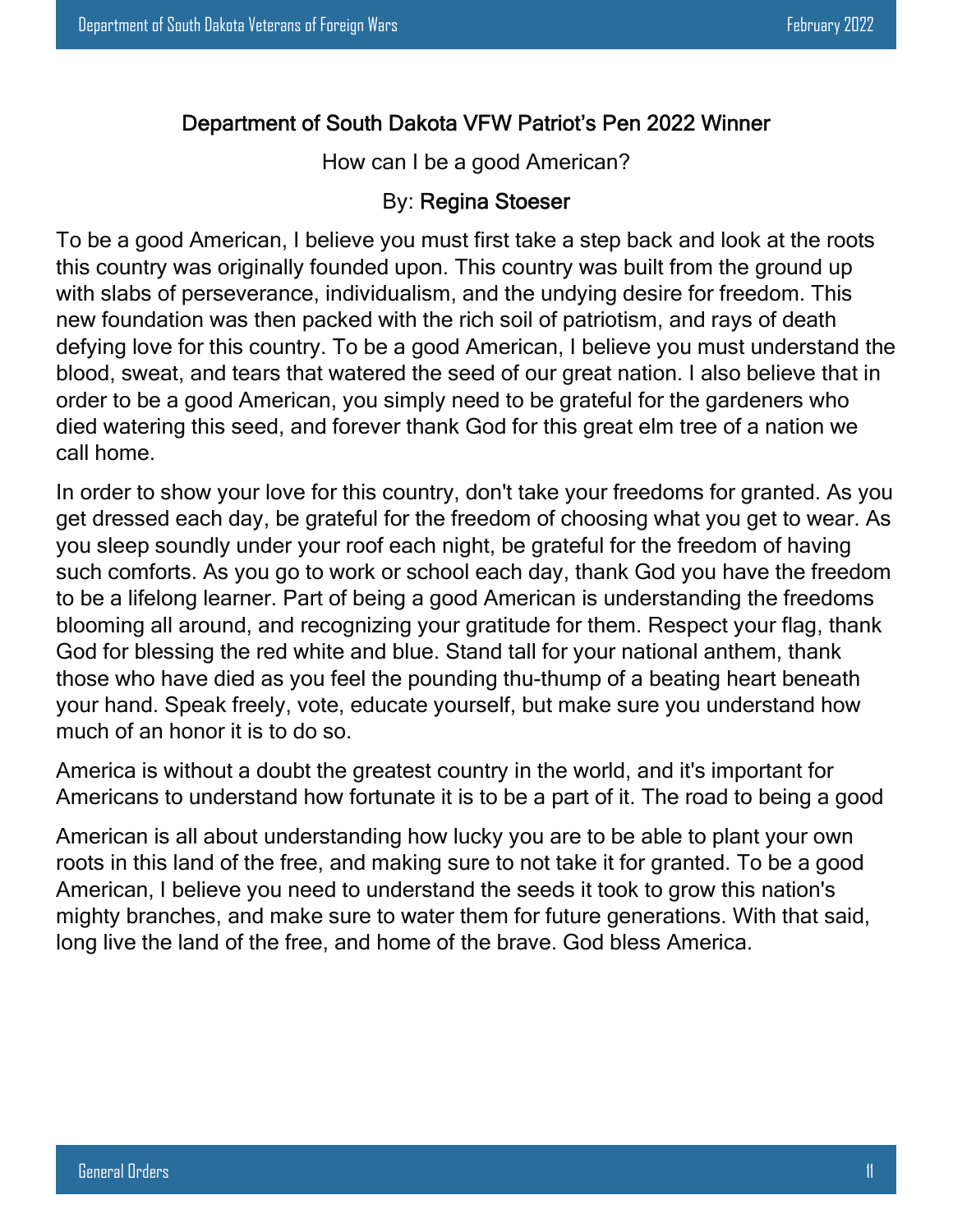## Department of South Dakota VFW Patriot's Pen 2022 Winner

How can I be a good American?

By: **Regina Stoeser**

To be a good American, I believe you must first take a step back and look at the roots this country was originally founded upon. This country was built from the ground up with slabs of perseverance, individualism, and the undying desire for freedom. This new foundation was then packed with the rich soil of patriotism, and rays of death defying love for this country. To be a good American, I believe you must understand the blood, sweat, and tears that watered the seed of our great nation. I also believe that in order to be a good American, you simply need to be grateful for the gardeners who died watering this seed, and forever thank God for this great elm tree of a nation we call home.

In order to show your love for this country, don't take your freedoms for granted. As you get dressed each day, be grateful for the freedom of choosing what you get to wear. As you sleep soundly under your roof each night, be grateful for the freedom of having such comforts. As you go to work or school each day, thank God you have the freedom to be a lifelong learner. Part of being a good American is understanding the freedoms blooming all around, and recognizing your gratitude for them. Respect your flag, thank God for blessing the red white and blue. Stand tall for your national anthem, thank those who have died as you feel the pounding thu-thump of a beating heart beneath your hand. Speak freely, vote, educate yourself, but make sure you understand how much of an honor it is to do so.

America is without a doubt the greatest country in the world, and it's important for Americans to understand how fortunate it is to be a part of it. The road to being a good American is all about understanding how lucky you are to be able to plant your own roots in this land of the free, and making sure to not take it for granted. To be a good American, I believe you need to understand the seeds it took to grow this nation's mighty branches, and make sure to water them for future generations. With that said, long live the land of the free, and home of the brave. God bless America.